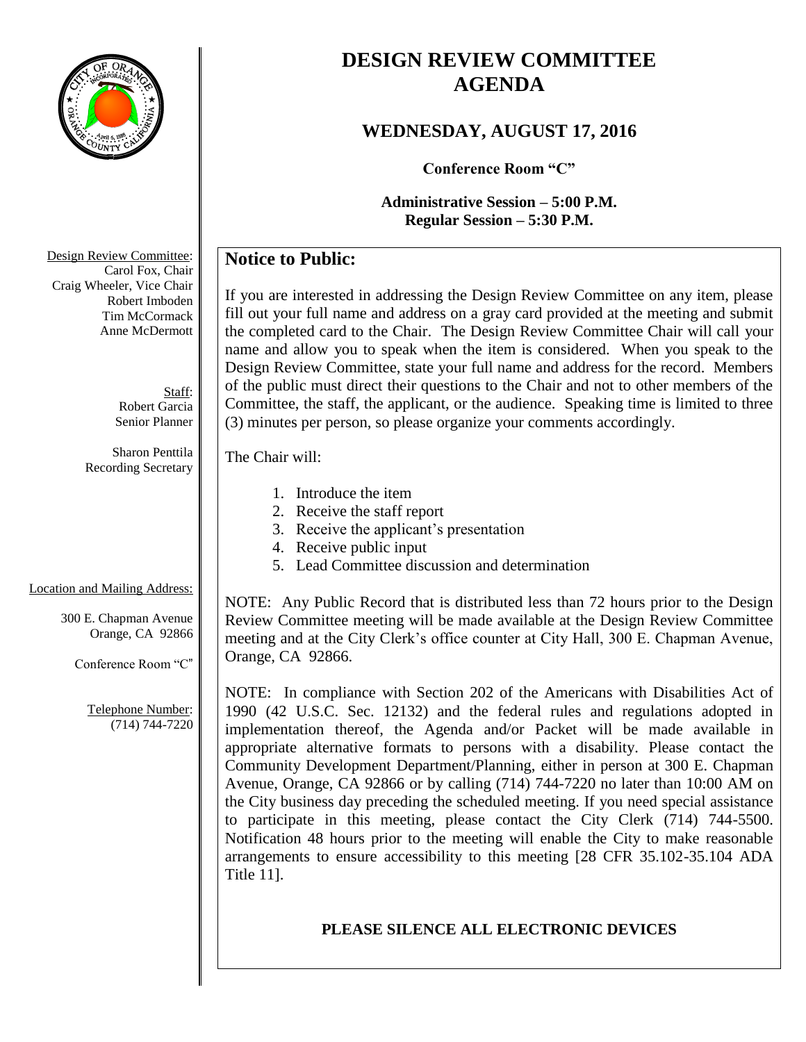# DESIGN REVIEW COMMITTEE AGENDA

## WEDNESDAY, AUGUST 17, 2016

**Conference Room "C"**

**Administrative Session – 5:00 P.M.**
**Regular Session – 5:30 P.M.**

Design Review Committee:
Carol Fox, Chair
Craig Wheeler, Vice Chair
Robert Imboden
Tim McCormack
Anne McDermott

Staff:
Robert Garcia
Senior Planner

Sharon Penttila
Recording Secretary

Location and Mailing Address:

300 E. Chapman Avenue
Orange, CA 92866

Conference Room "C"

Telephone Number:
(714) 744-7220

## Notice to Public:

If you are interested in addressing the Design Review Committee on any item, please fill out your full name and address on a gray card provided at the meeting and submit the completed card to the Chair. The Design Review Committee Chair will call your name and allow you to speak when the item is considered. When you speak to the Design Review Committee, state your full name and address for the record. Members of the public must direct their questions to the Chair and not to other members of the Committee, the staff, the applicant, or the audience. Speaking time is limited to three (3) minutes per person, so please organize your comments accordingly.

The Chair will:

1. Introduce the item
2. Receive the staff report
3. Receive the applicant's presentation
4. Receive public input
5. Lead Committee discussion and determination

NOTE: Any Public Record that is distributed less than 72 hours prior to the Design Review Committee meeting will be made available at the Design Review Committee meeting and at the City Clerk's office counter at City Hall, 300 E. Chapman Avenue, Orange, CA 92866.

NOTE: In compliance with Section 202 of the Americans with Disabilities Act of 1990 (42 U.S.C. Sec. 12132) and the federal rules and regulations adopted in implementation thereof, the Agenda and/or Packet will be made available in appropriate alternative formats to persons with a disability. Please contact the Community Development Department/Planning, either in person at 300 E. Chapman Avenue, Orange, CA 92866 or by calling (714) 744-7220 no later than 10:00 AM on the City business day preceding the scheduled meeting. If you need special assistance to participate in this meeting, please contact the City Clerk (714) 744-5500. Notification 48 hours prior to the meeting will enable the City to make reasonable arrangements to ensure accessibility to this meeting [28 CFR 35.102-35.104 ADA Title 11].

**PLEASE SILENCE ALL ELECTRONIC DEVICES**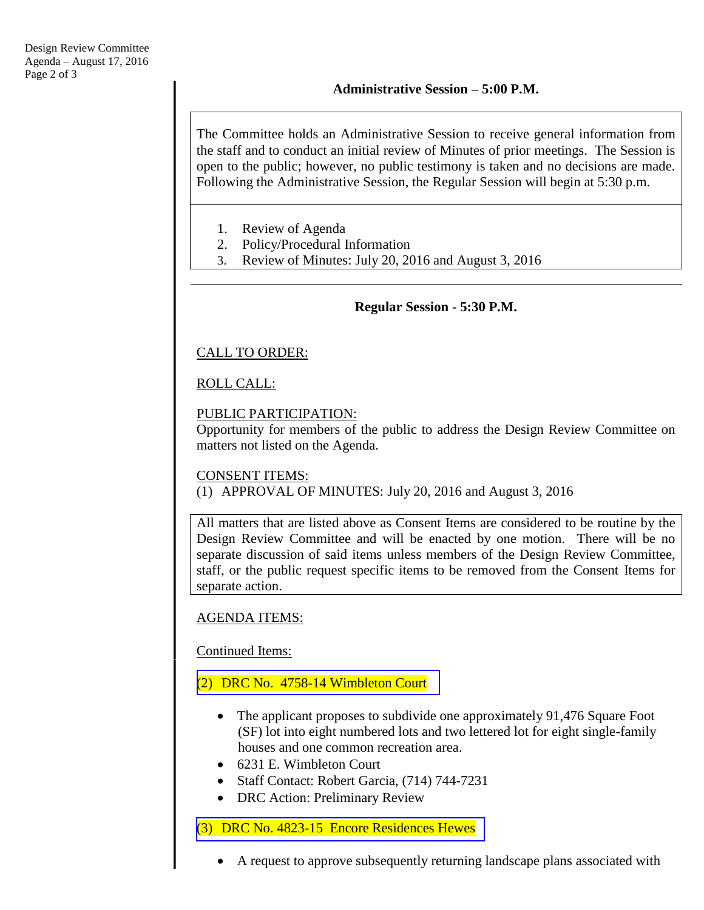## Administrative Session – 5:00 P.M.

The Committee holds an Administrative Session to receive general information from the staff and to conduct an initial review of Minutes of prior meetings. The Session is open to the public; however, no public testimony is taken and no decisions are made. Following the Administrative Session, the Regular Session will begin at 5:30 p.m.

1. Review of Agenda
2. Policy/Procedural Information
3. Review of Minutes: July 20, 2016 and August 3, 2016

---

## Regular Session - 5:30 P.M.

CALL TO ORDER:

ROLL CALL:

PUBLIC PARTICIPATION:
Opportunity for members of the public to address the Design Review Committee on matters not listed on the Agenda.

CONSENT ITEMS:
(1) APPROVAL OF MINUTES: July 20, 2016 and August 3, 2016

All matters that are listed above as Consent Items are considered to be routine by the Design Review Committee and will be enacted by one motion. There will be no separate discussion of said items unless members of the Design Review Committee, staff, or the public request specific items to be removed from the Consent Items for separate action.

AGENDA ITEMS:

Continued Items:

(2) DRC No. 4758-14 Wimbleton Court

- The applicant proposes to subdivide one approximately 91,476 Square Foot (SF) lot into eight numbered lots and two lettered lot for eight single-family houses and one common recreation area.
- 6231 E. Wimbleton Court
- Staff Contact: Robert Garcia, (714) 744-7231
- DRC Action: Preliminary Review

(3) DRC No. 4823-15 Encore Residences Hewes

- A request to approve subsequently returning landscape plans associated with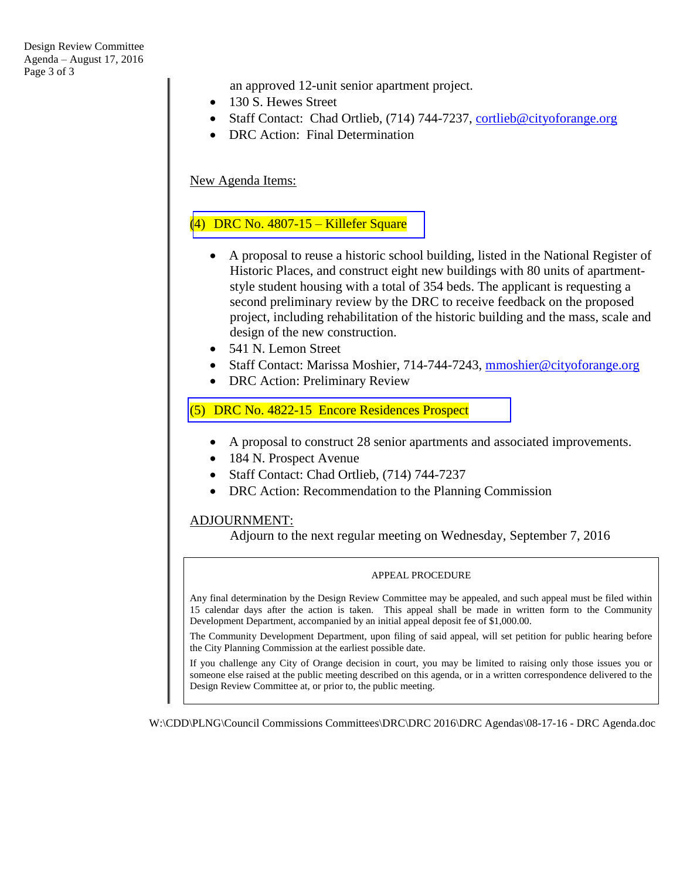an approved 12-unit senior apartment project.

- 130 S. Hewes Street
- Staff Contact: Chad Ortlieb, (714) 744-7237, cortlieb@cityoforange.org
- DRC Action: Final Determination

New Agenda Items:

**(4) DRC No. 4807-15 – Killefer Square**

- A proposal to reuse a historic school building, listed in the National Register of Historic Places, and construct eight new buildings with 80 units of apartment-style student housing with a total of 354 beds. The applicant is requesting a second preliminary review by the DRC to receive feedback on the proposed project, including rehabilitation of the historic building and the mass, scale and design of the new construction.
- 541 N. Lemon Street
- Staff Contact: Marissa Moshier, 714-744-7243, mmoshier@cityoforange.org
- DRC Action: Preliminary Review

**(5) DRC No. 4822-15 Encore Residences Prospect**

- A proposal to construct 28 senior apartments and associated improvements.
- 184 N. Prospect Avenue
- Staff Contact: Chad Ortlieb, (714) 744-7237
- DRC Action: Recommendation to the Planning Commission

ADJOURNMENT:

Adjourn to the next regular meeting on Wednesday, September 7, 2016

APPEAL PROCEDURE

Any final determination by the Design Review Committee may be appealed, and such appeal must be filed within 15 calendar days after the action is taken. This appeal shall be made in written form to the Community Development Department, accompanied by an initial appeal deposit fee of $1,000.00.

The Community Development Department, upon filing of said appeal, will set petition for public hearing before the City Planning Commission at the earliest possible date.

If you challenge any City of Orange decision in court, you may be limited to raising only those issues you or someone else raised at the public meeting described on this agenda, or in a written correspondence delivered to the Design Review Committee at, or prior to, the public meeting.

W:\CDD\PLNG\Council Commissions Committees\DRC\DRC 2016\DRC Agendas\08-17-16 - DRC Agenda.doc